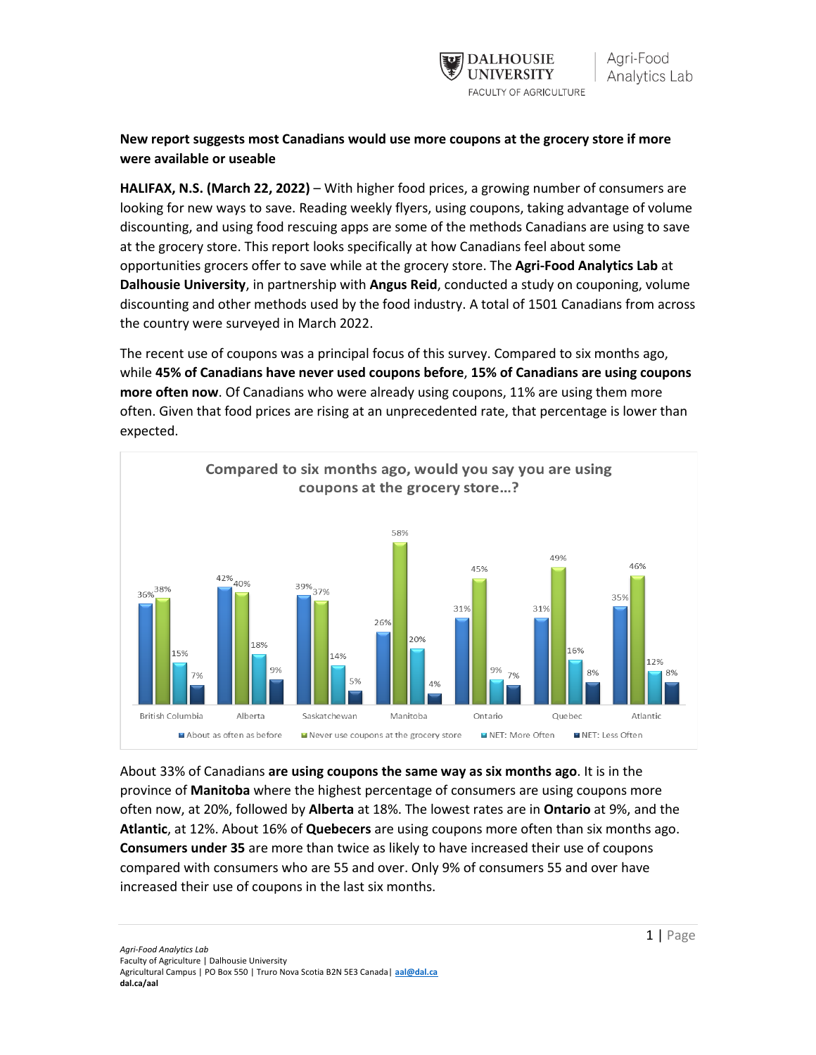**New report suggests most Canadians would use more coupons at the grocery store if more were available or useable**

**HALIFAX, N.S. (March 22, 2022)** – With higher food prices, a growing number of consumers are looking for new ways to save. Reading weekly flyers, using coupons, taking advantage of volume discounting, and using food rescuing apps are some of the methods Canadians are using to save at the grocery store. This report looks specifically at how Canadians feel about some opportunities grocers offer to save while at the grocery store. The **Agri-Food Analytics Lab** at **Dalhousie University**, in partnership with **Angus Reid**, conducted a study on couponing, volume discounting and other methods used by the food industry. A total of 1501 Canadians from across the country were surveyed in March 2022.

The recent use of coupons was a principal focus of this survey. Compared to six months ago, while **45% of Canadians have never used coupons before**, **15% of Canadians are using coupons more often now**. Of Canadians who were already using coupons, 11% are using them more often. Given that food prices are rising at an unprecedented rate, that percentage is lower than expected.

**Compared to six months ago, would you say you are using coupons at the grocery store…?**

| | About as often as before | Never use coupons at the grocery store | NET: More Often | NET: Less Often |
|---|---|---|---|---|
| British Columbia | 36% | 38% | 15% | 7% |
| Alberta | 42% | 40% | 18% | 9% |
| Saskatchewan | 39% | 37% | 14% | 5% |
| Manitoba | 26% | 58% | 20% | 4% |
| Ontario | 31% | 45% | 9% | 7% |
| Quebec | 31% | 49% | 16% | 8% |
| Atlantic | 35% | 46% | 12% | 8% |

About 33% of Canadians **are using coupons the same way as six months ago**. It is in the province of **Manitoba** where the highest percentage of consumers are using coupons more often now, at 20%, followed by **Alberta** at 18%. The lowest rates are in **Ontario** at 9%, and the **Atlantic**, at 12%. About 16% of **Quebecers** are using coupons more often than six months ago. **Consumers under 35** are more than twice as likely to have increased their use of coupons compared with consumers who are 55 and over. Only 9% of consumers 55 and over have increased their use of coupons in the last six months.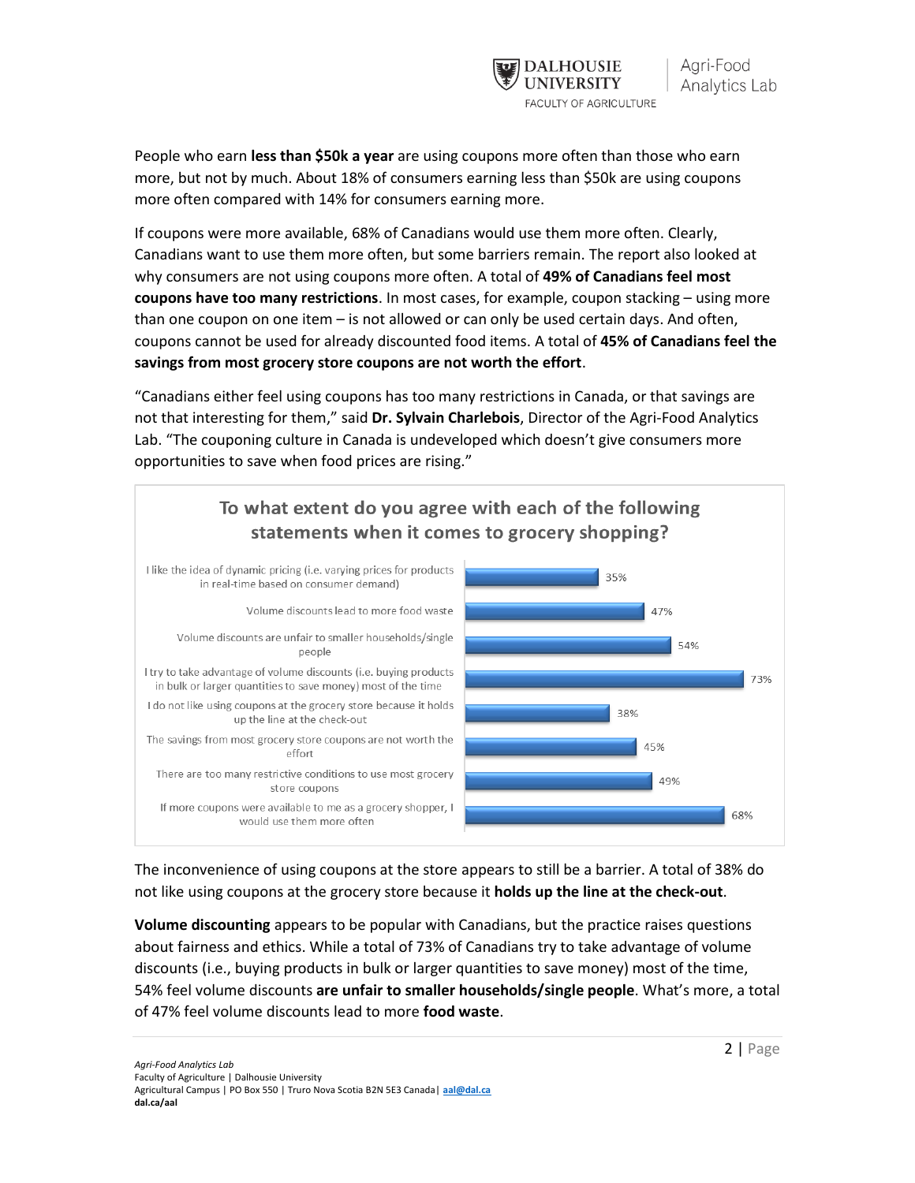People who earn **less than $50k a year** are using coupons more often than those who earn more, but not by much. About 18% of consumers earning less than $50k are using coupons more often compared with 14% for consumers earning more.

If coupons were more available, 68% of Canadians would use them more often. Clearly, Canadians want to use them more often, but some barriers remain. The report also looked at why consumers are not using coupons more often. A total of **49% of Canadians feel most coupons have too many restrictions**. In most cases, for example, coupon stacking – using more than one coupon on one item – is not allowed or can only be used certain days. And often, coupons cannot be used for already discounted food items. A total of **45% of Canadians feel the savings from most grocery store coupons are not worth the effort**.

"Canadians either feel using coupons has too many restrictions in Canada, or that savings are not that interesting for them," said **Dr. Sylvain Charlebois**, Director of the Agri-Food Analytics Lab. "The couponing culture in Canada is undeveloped which doesn't give consumers more opportunities to save when food prices are rising."

**To what extent do you agree with each of the following statements when it comes to grocery shopping?**

| Statement | % |
|---|---|
| I like the idea of dynamic pricing (i.e. varying prices for products in real-time based on consumer demand) | 35% |
| Volume discounts lead to more food waste | 47% |
| Volume discounts are unfair to smaller households/single people | 54% |
| I try to take advantage of volume discounts (i.e. buying products in bulk or larger quantities to save money) most of the time | 73% |
| I do not like using coupons at the grocery store because it holds up the line at the check-out | 38% |
| The savings from most grocery store coupons are not worth the effort | 45% |
| There are too many restrictive conditions to use most grocery store coupons | 49% |
| If more coupons were available to me as a grocery shopper, I would use them more often | 68% |

The inconvenience of using coupons at the store appears to still be a barrier. A total of 38% do not like using coupons at the grocery store because it **holds up the line at the check-out**.

**Volume discounting** appears to be popular with Canadians, but the practice raises questions about fairness and ethics. While a total of 73% of Canadians try to take advantage of volume discounts (i.e., buying products in bulk or larger quantities to save money) most of the time, 54% feel volume discounts **are unfair to smaller households/single people**. What's more, a total of 47% feel volume discounts lead to more **food waste**.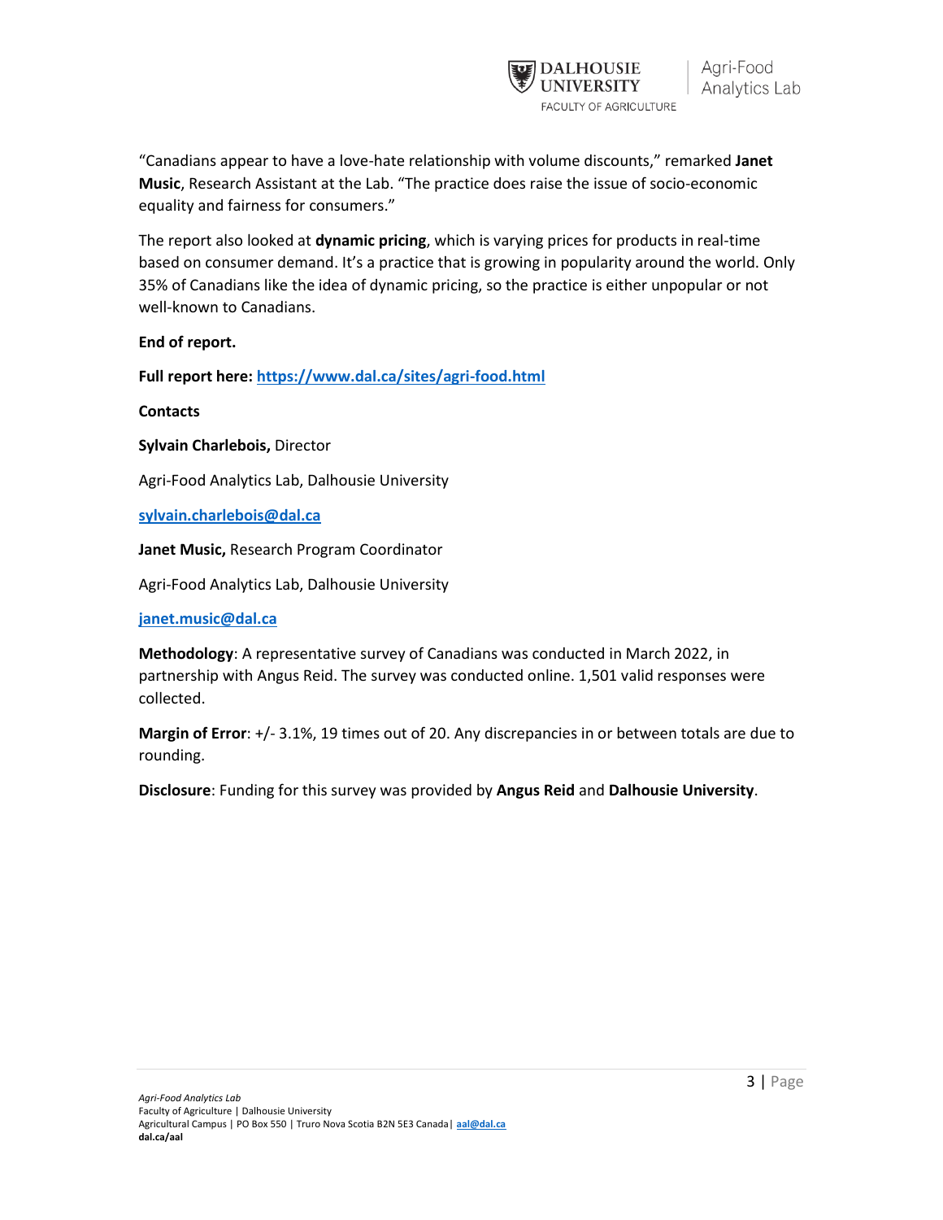"Canadians appear to have a love-hate relationship with volume discounts," remarked **Janet Music**, Research Assistant at the Lab. "The practice does raise the issue of socio-economic equality and fairness for consumers."

The report also looked at **dynamic pricing**, which is varying prices for products in real-time based on consumer demand. It's a practice that is growing in popularity around the world. Only 35% of Canadians like the idea of dynamic pricing, so the practice is either unpopular or not well-known to Canadians.

**End of report.**

**Full report here: https://www.dal.ca/sites/agri-food.html**

**Contacts**

**Sylvain Charlebois,** Director

Agri-Food Analytics Lab, Dalhousie University

**sylvain.charlebois@dal.ca**

**Janet Music,** Research Program Coordinator

Agri-Food Analytics Lab, Dalhousie University

**janet.music@dal.ca**

**Methodology**: A representative survey of Canadians was conducted in March 2022, in partnership with Angus Reid. The survey was conducted online. 1,501 valid responses were collected.

**Margin of Error**: +/- 3.1%, 19 times out of 20. Any discrepancies in or between totals are due to rounding.

**Disclosure**: Funding for this survey was provided by **Angus Reid** and **Dalhousie University**.